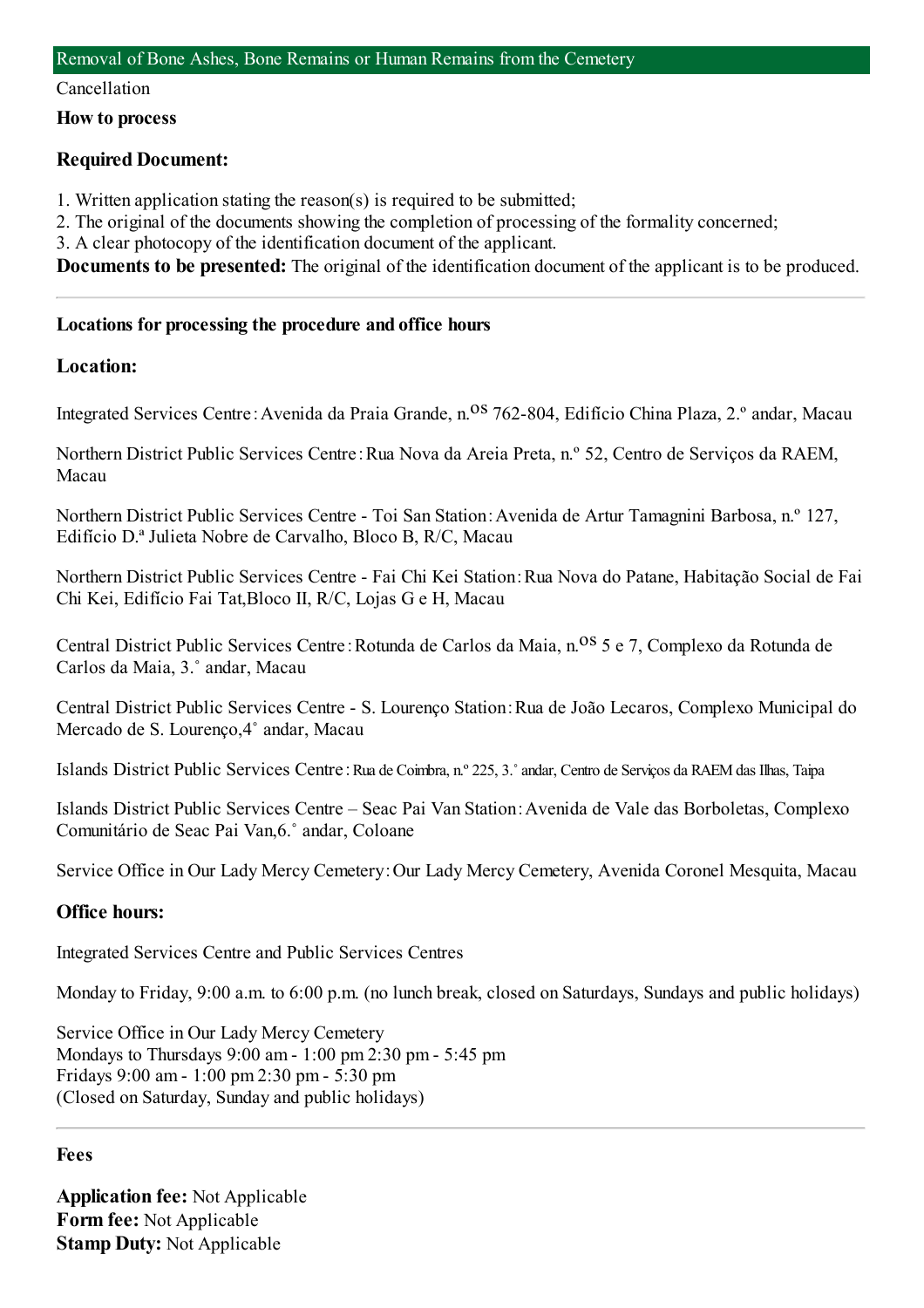## Removal of Bone Ashes, Bone Remains or Human Remains from the Cemetery

Cancellation

### How to process

#### Required Document:

1. Written application stating the reason(s) is required to be submitted;
2. The original of the documents showing the completion of processing of the formality concerned;
3. A clear photocopy of the identification document of the applicant.

**Documents to be presented:** The original of the identification document of the applicant is to be produced.

---

### Locations for processing the procedure and office hours

#### Location:

Integrated Services Centre: Avenida da Praia Grande, n.os 762-804, Edifício China Plaza, 2.º andar, Macau

Northern District Public Services Centre: Rua Nova da Areia Preta, n.º 52, Centro de Serviços da RAEM, Macau

Northern District Public Services Centre - Toi San Station: Avenida de Artur Tamagnini Barbosa, n.º 127, Edifício D.ª Julieta Nobre de Carvalho, Bloco B, R/C, Macau

Northern District Public Services Centre - Fai Chi Kei Station: Rua Nova do Patane, Habitação Social de Fai Chi Kei, Edifício Fai Tat,Bloco II, R/C, Lojas G e H, Macau

Central District Public Services Centre: Rotunda de Carlos da Maia, n.os 5 e 7, Complexo da Rotunda de Carlos da Maia, 3.˚ andar, Macau

Central District Public Services Centre - S. Lourenço Station: Rua de João Lecaros, Complexo Municipal do Mercado de S. Lourenço,4˚ andar, Macau

Islands District Public Services Centre: Rua de Coimbra, n.º 225, 3.˚ andar, Centro de Serviços da RAEM das Ilhas, Taipa

Islands District Public Services Centre – Seac Pai Van Station: Avenida de Vale das Borboletas, Complexo Comunitário de Seac Pai Van,6.˚ andar, Coloane

Service Office in Our Lady Mercy Cemetery: Our Lady Mercy Cemetery, Avenida Coronel Mesquita, Macau

#### Office hours:

Integrated Services Centre and Public Services Centres

Monday to Friday, 9:00 a.m. to 6:00 p.m. (no lunch break, closed on Saturdays, Sundays and public holidays)

Service Office in Our Lady Mercy Cemetery
Mondays to Thursdays 9:00 am - 1:00 pm 2:30 pm - 5:45 pm
Fridays 9:00 am - 1:00 pm 2:30 pm - 5:30 pm
(Closed on Saturday, Sunday and public holidays)

---

### Fees

**Application fee:** Not Applicable
**Form fee:** Not Applicable
**Stamp Duty:** Not Applicable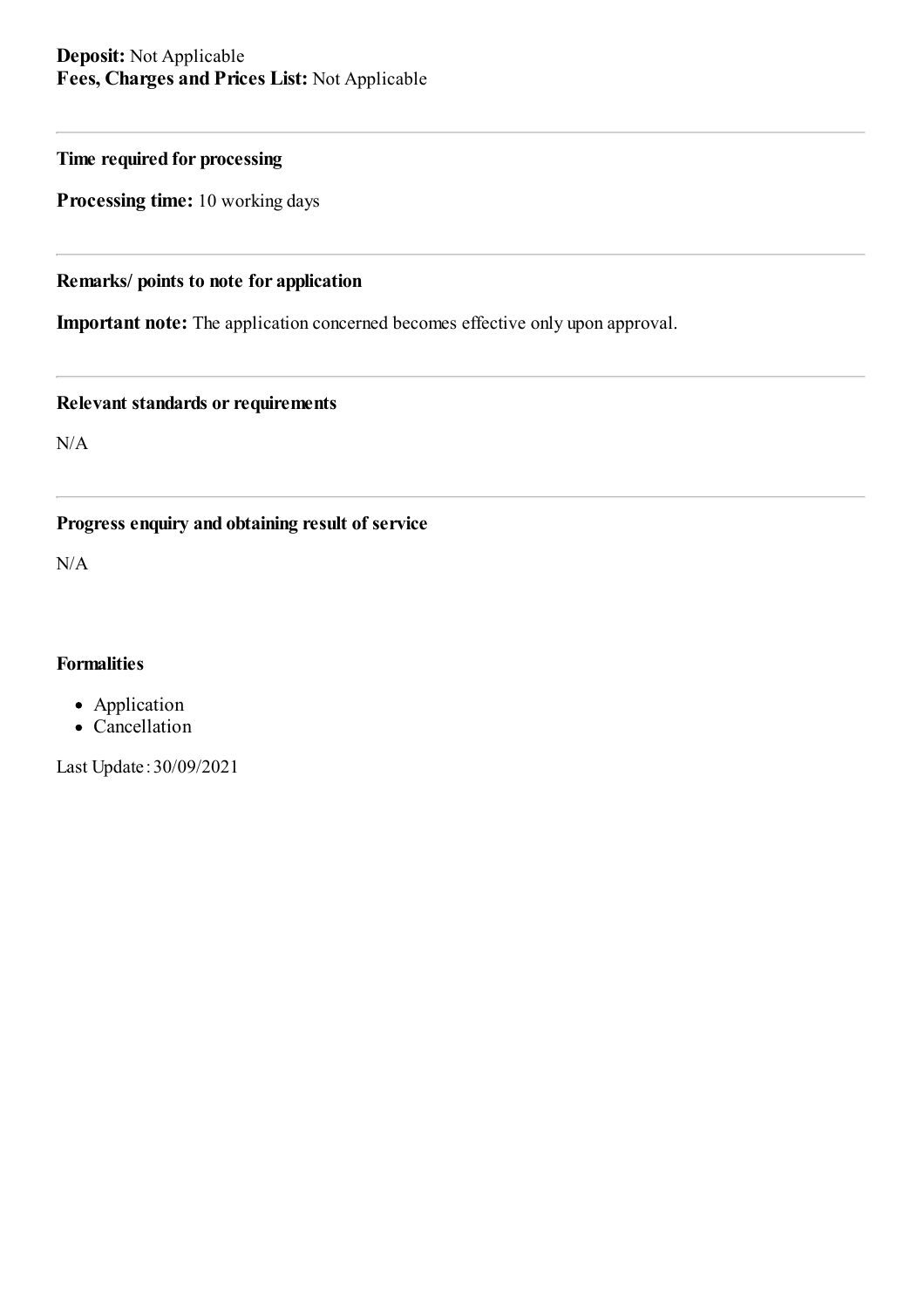**Deposit:** Not Applicable
**Fees, Charges and Prices List:** Not Applicable

---

### Time required for processing

**Processing time:** 10 working days

---

### Remarks/ points to note for application

**Important note:** The application concerned becomes effective only upon approval.

---

### Relevant standards or requirements

N/A

---

### Progress enquiry and obtaining result of service

N/A

### Formalities

- Application
- Cancellation

Last Update: 30/09/2021